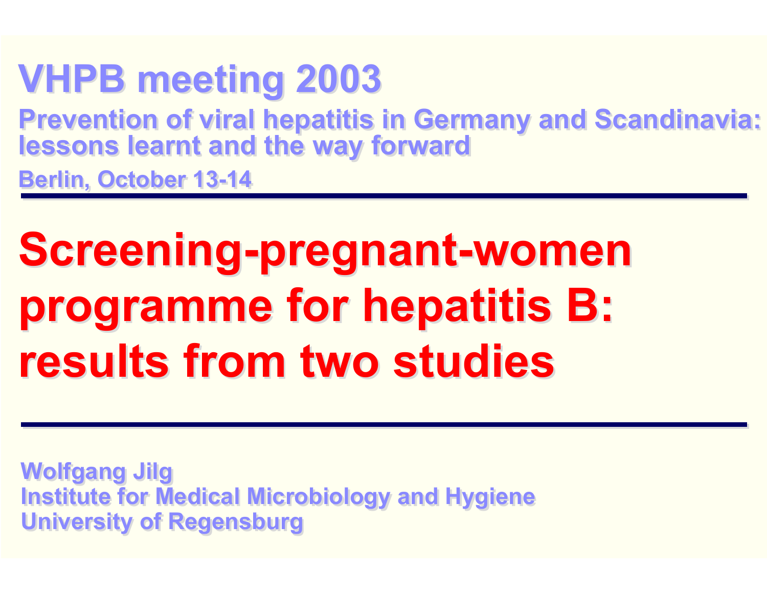## VHPB meeting 2003

**Prevention of viral hepatitis in Germany and Scandinavia: lessons learnt and the way forward**

**Berlin, October 13-14**

---

# Screening-pregnant-women programme for hepatitis B: results from two studies

---

**Wolfgang Jilg**
**Institute for Medical Microbiology and Hygiene**
**University of Regensburg**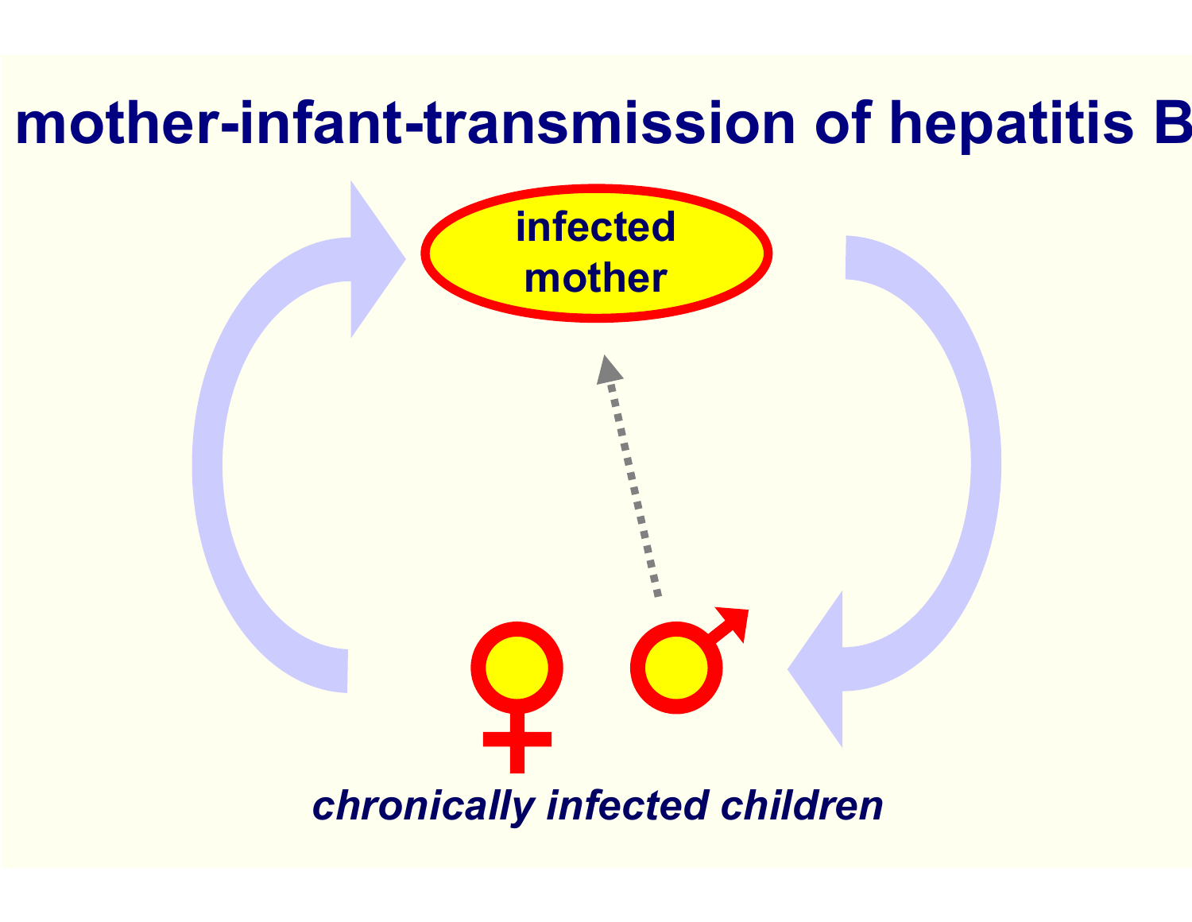# mother-infant-transmission of hepatitis B

infected mother

*chronically infected children*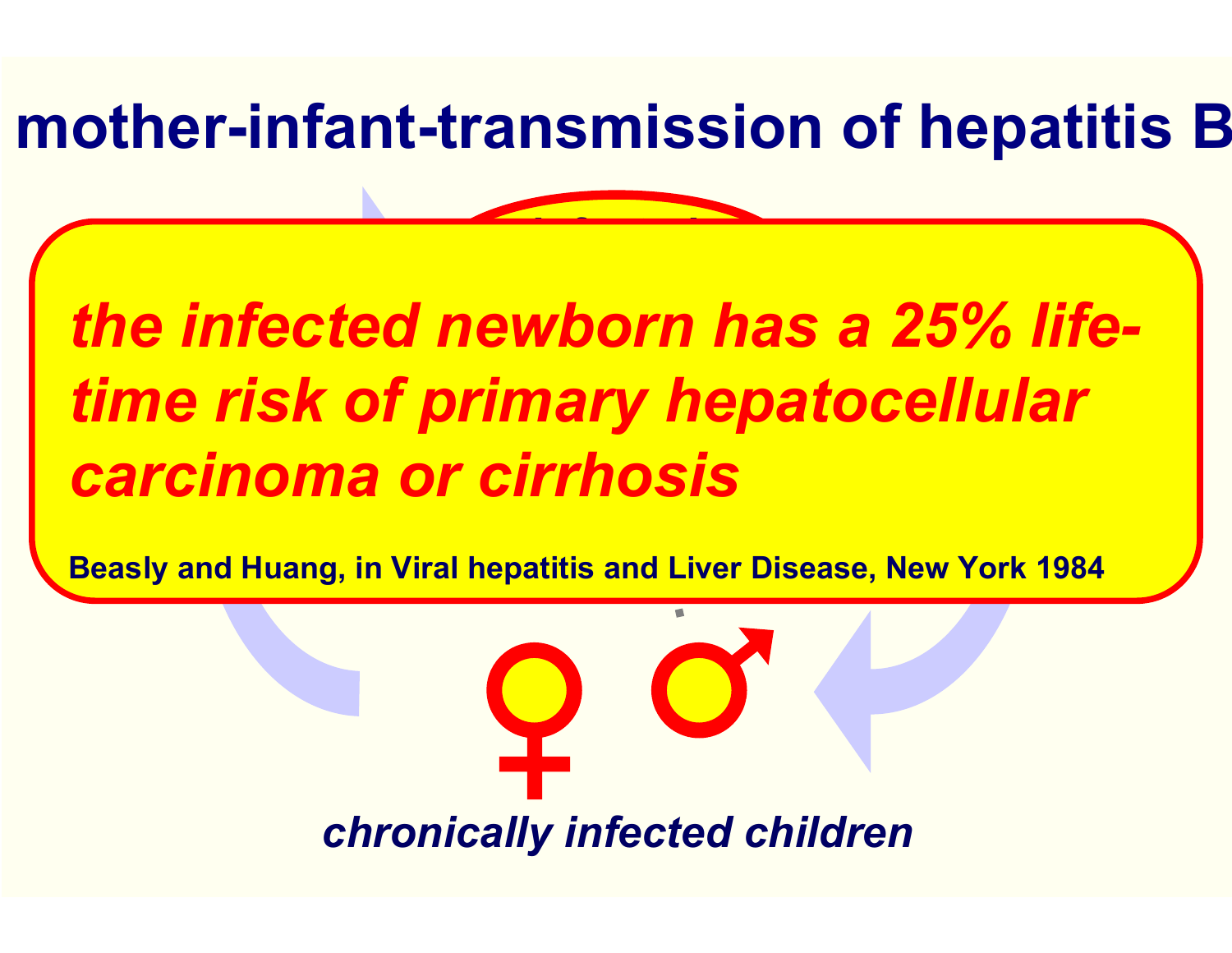# mother-infant-transmission of hepatitis B

*the infected newborn has a 25% life-time risk of primary hepatocellular carcinoma or cirrhosis*

**Beasly and Huang, in Viral hepatitis and Liver Disease, New York 1984**

*chronically infected children*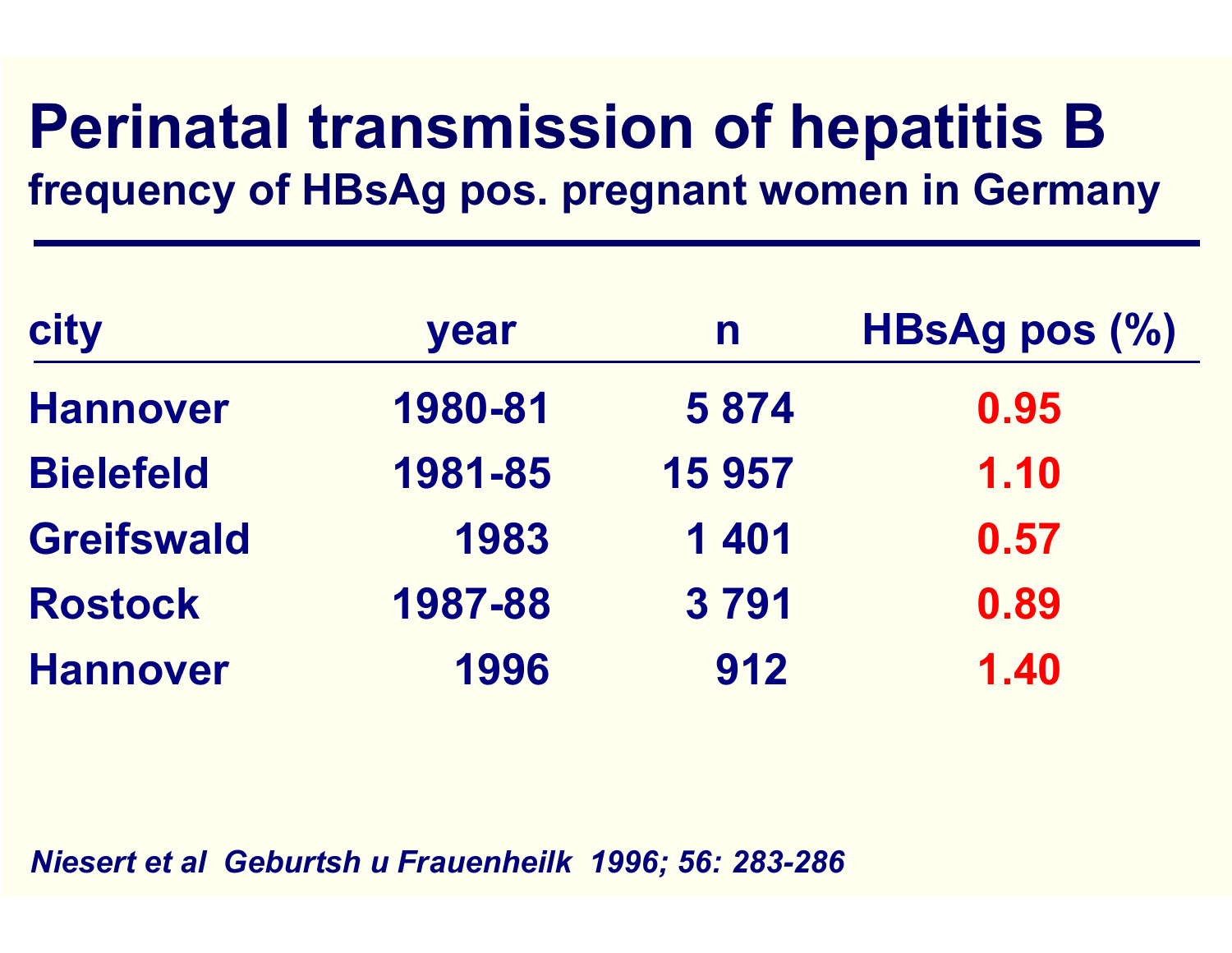# Perinatal transmission of hepatitis B

## frequency of HBsAg pos. pregnant women in Germany

| city | year | n | HBsAg pos (%) |
|---|---|---|---|
| Hannover | 1980-81 | 5 874 | 0.95 |
| Bielefeld | 1981-85 | 15 957 | 1.10 |
| Greifswald | 1983 | 1 401 | 0.57 |
| Rostock | 1987-88 | 3 791 | 0.89 |
| Hannover | 1996 | 912 | 1.40 |

*Niesert et al Geburtsh u Frauenheilk 1996; 56: 283-286*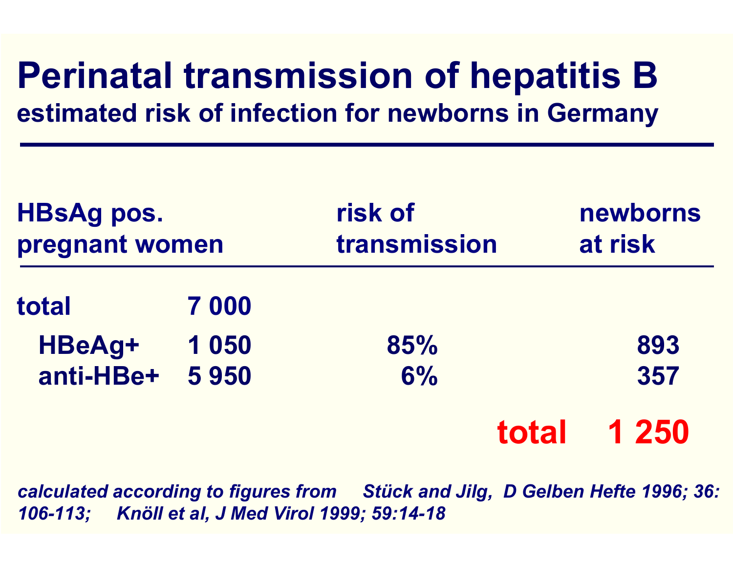# Perinatal transmission of hepatitis B

## estimated risk of infection for newborns in Germany

| HBsAg pos. pregnant women | | risk of transmission | newborns at risk |
|---|---|---|---|
| total | 7 000 | | |
| HBeAg+ | 1 050 | 85% | 893 |
| anti-HBe+ | 5 950 | 6% | 357 |
| | | **total** | **1 250** |

*calculated according to figures from Stück and Jilg, D Gelben Hefte 1996; 36: 106-113; Knöll et al, J Med Virol 1999; 59:14-18*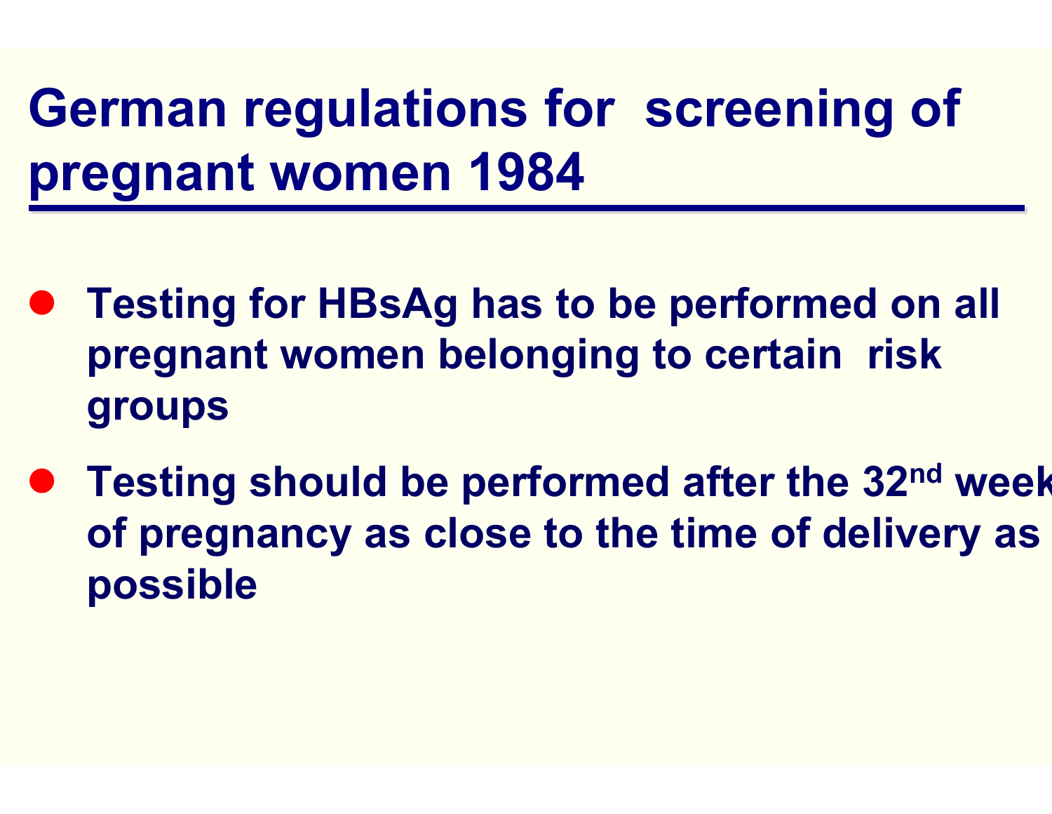# German regulations for screening of pregnant women 1984

- **Testing for HBsAg has to be performed on all pregnant women belonging to certain risk groups**
- **Testing should be performed after the 32nd week of pregnancy as close to the time of delivery as possible**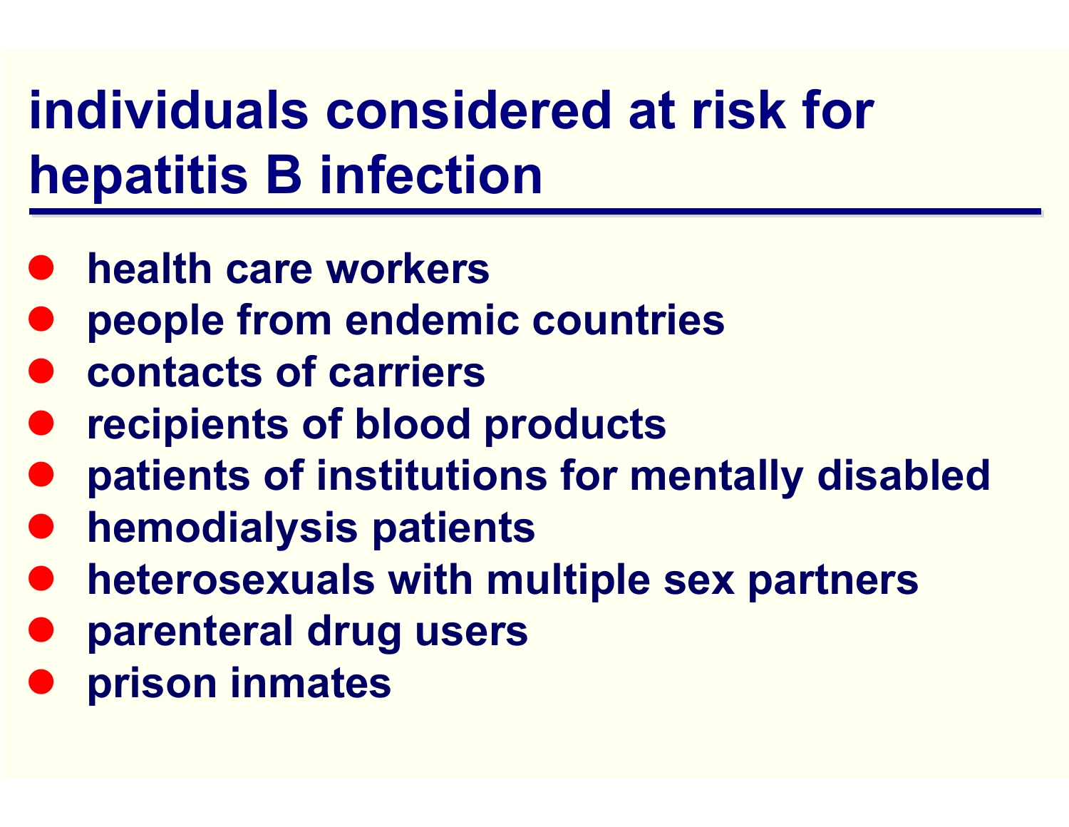# individuals considered at risk for hepatitis B infection

- health care workers
- people from endemic countries
- contacts of carriers
- recipients of blood products
- patients of institutions for mentally disabled
- hemodialysis patients
- heterosexuals with multiple sex partners
- parenteral drug users
- prison inmates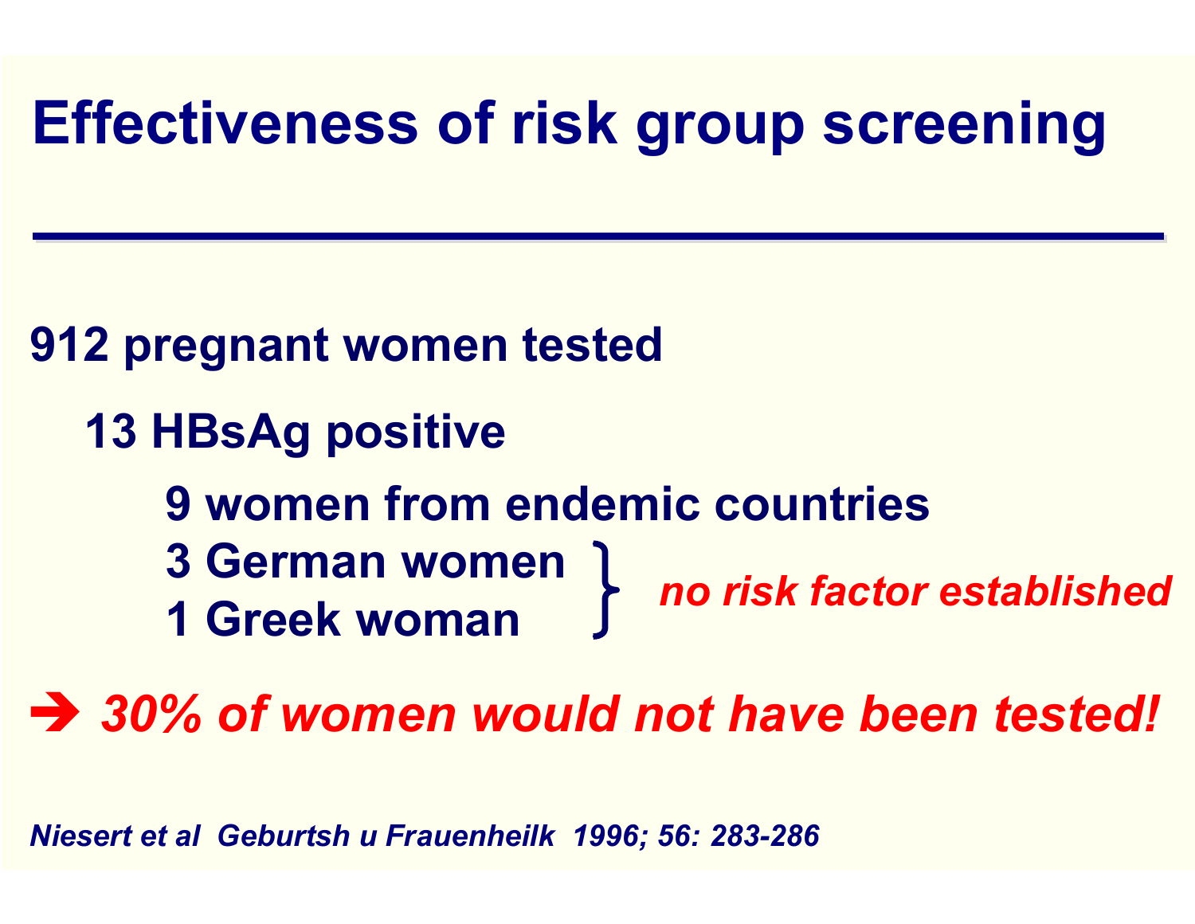# Effectiveness of risk group screening

**912 pregnant women tested**

- **13 HBsAg positive**
  - **9 women from endemic countries**
  - **3 German women**
  - **1 Greek woman**

  } *no risk factor established* (applies to the 3 German women and 1 Greek woman)

➔ ***30% of women would not have been tested!***

*Niesert et al Geburtsh u Frauenheilk 1996; 56: 283-286*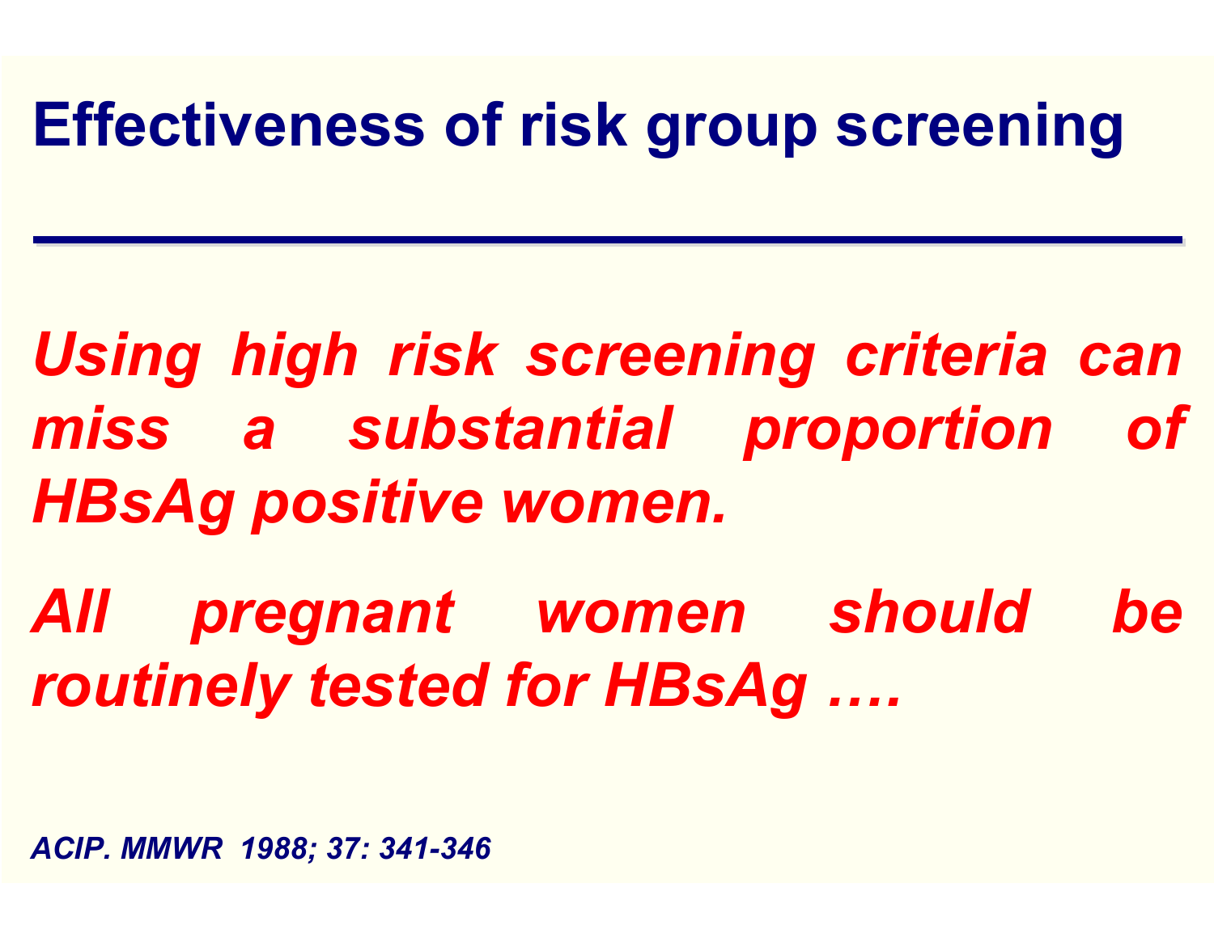# Effectiveness of risk group screening

*Using high risk screening criteria can miss a substantial proportion of HBsAg positive women.*

*All pregnant women should be routinely tested for HBsAg ….*

*ACIP. MMWR 1988; 37: 341-346*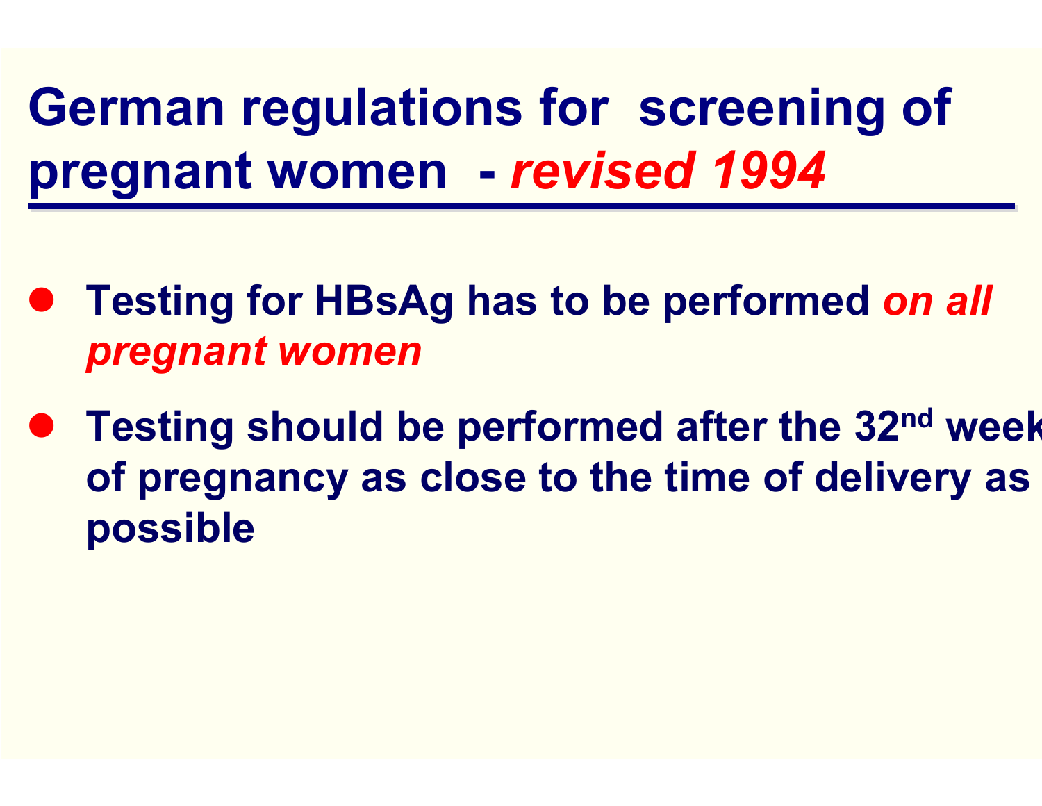# German regulations for screening of pregnant women - *revised 1994*

- Testing for HBsAg has to be performed *on all pregnant women*
- Testing should be performed after the 32nd week of pregnancy as close to the time of delivery as possible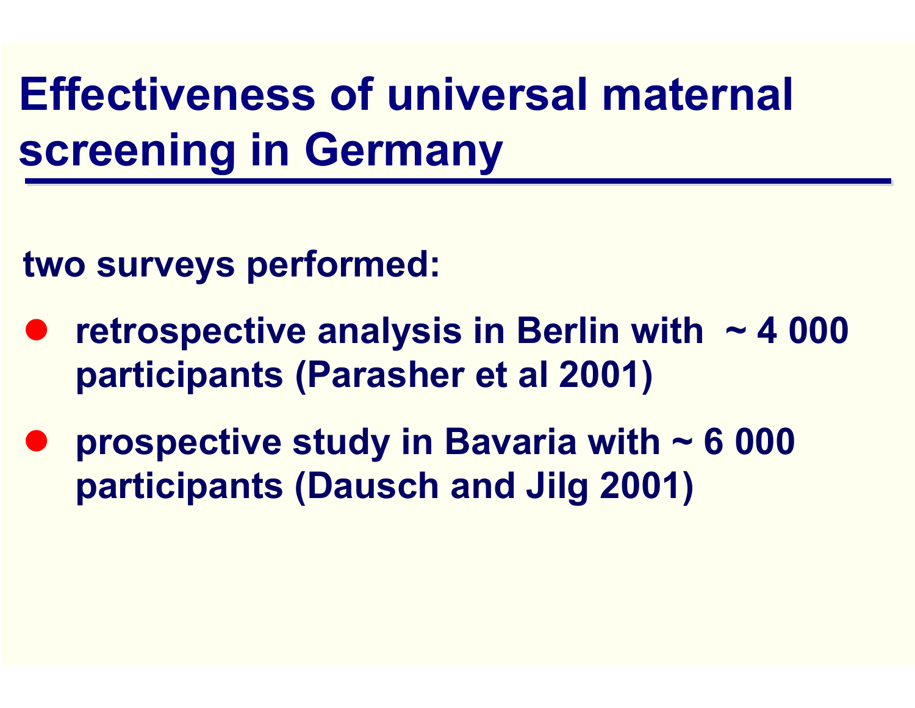# Effectiveness of universal maternal screening in Germany

**two surveys performed:**

- **retrospective analysis in Berlin with ~ 4 000 participants (Parasher et al 2001)**
- **prospective study in Bavaria with ~ 6 000 participants (Dausch and Jilg 2001)**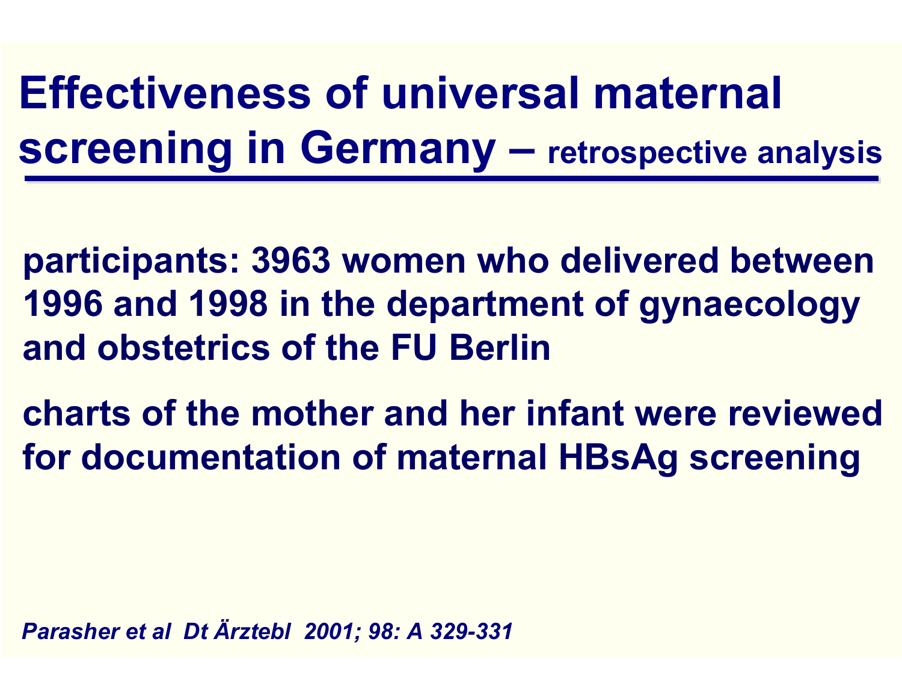# Effectiveness of universal maternal screening in Germany – retrospective analysis

**participants: 3963 women who delivered between 1996 and 1998 in the department of gynaecology and obstetrics of the FU Berlin**

**charts of the mother and her infant were reviewed for documentation of maternal HBsAg screening**

***Parasher et al Dt Ärztebl 2001; 98: A 329-331***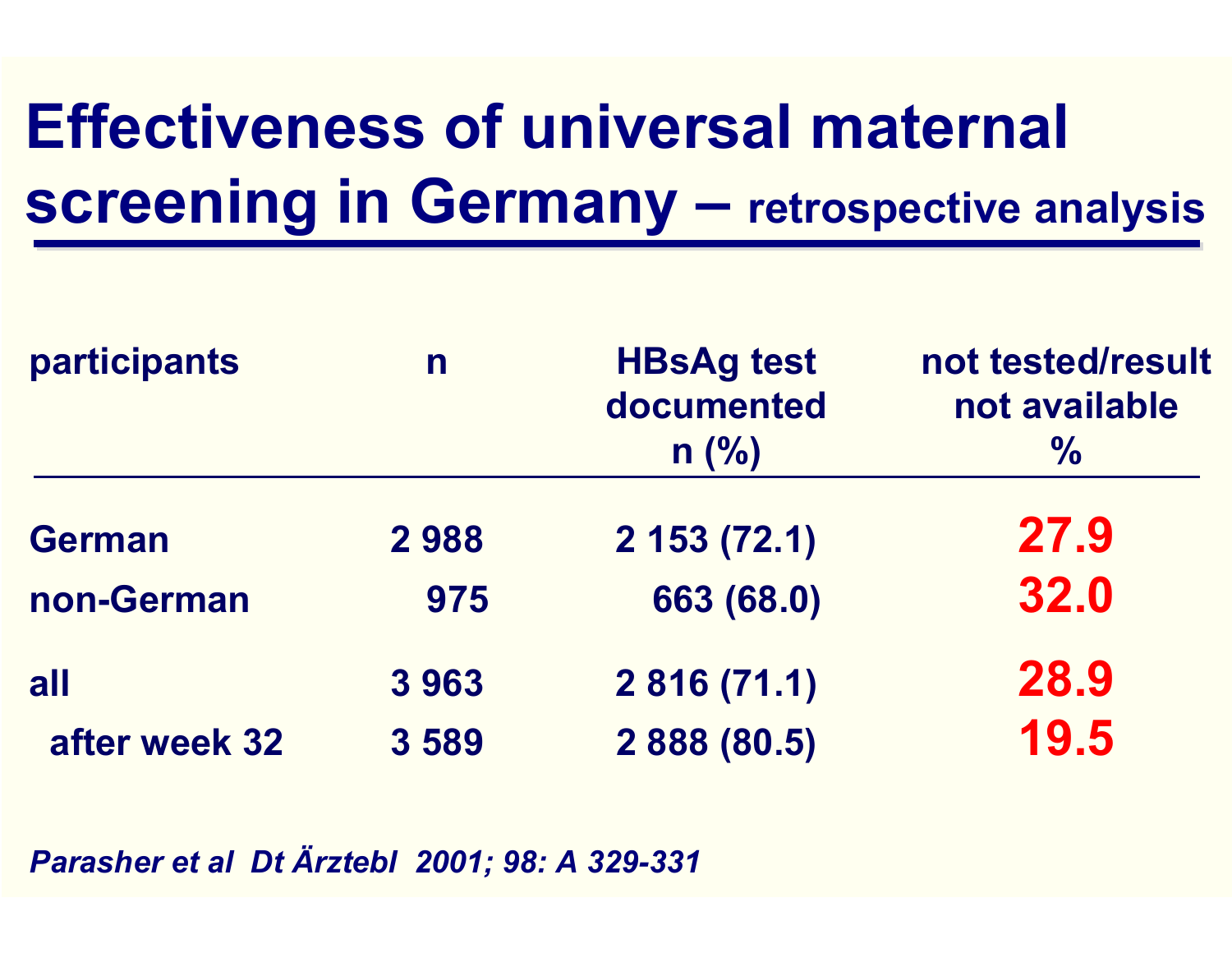# Effectiveness of universal maternal screening in Germany – retrospective analysis

| participants | n | HBsAg test documented n (%) | not tested/result not available % |
|---|---|---|---|
| German | 2 988 | 2 153 (72.1) | **27.9** |
| non-German | 975 | 663 (68.0) | **32.0** |
| all | 3 963 | 2 816 (71.1) | **28.9** |
| after week 32 | 3 589 | 2 888 (80.5) | **19.5** |

*Parasher et al Dt Ärztebl 2001; 98: A 329-331*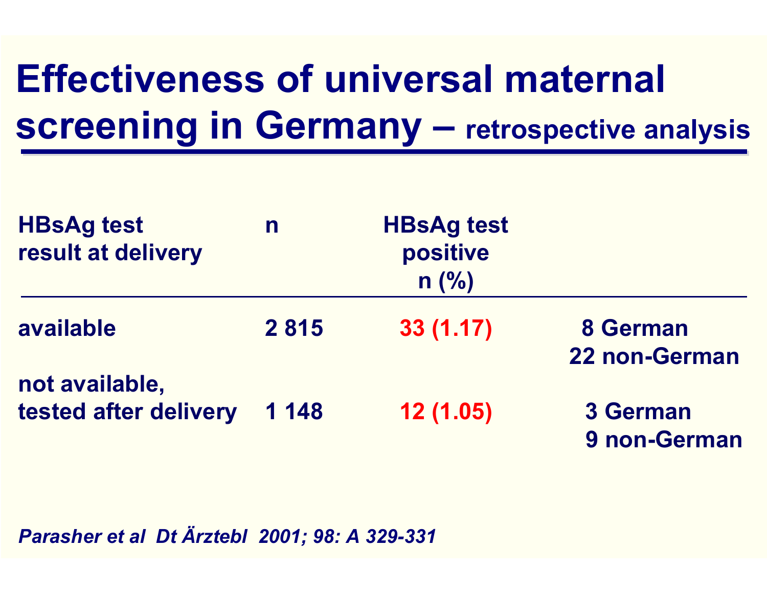# Effectiveness of universal maternal screening in Germany – retrospective analysis

| HBsAg test result at delivery | n | HBsAg test positive n (%) | |
|---|---|---|---|
| available | 2 815 | 33 (1.17) | 8 German<br>22 non-German |
| not available, tested after delivery | 1 148 | 12 (1.05) | 3 German<br>9 non-German |

*Parasher et al Dt Ärztebl 2001; 98: A 329-331*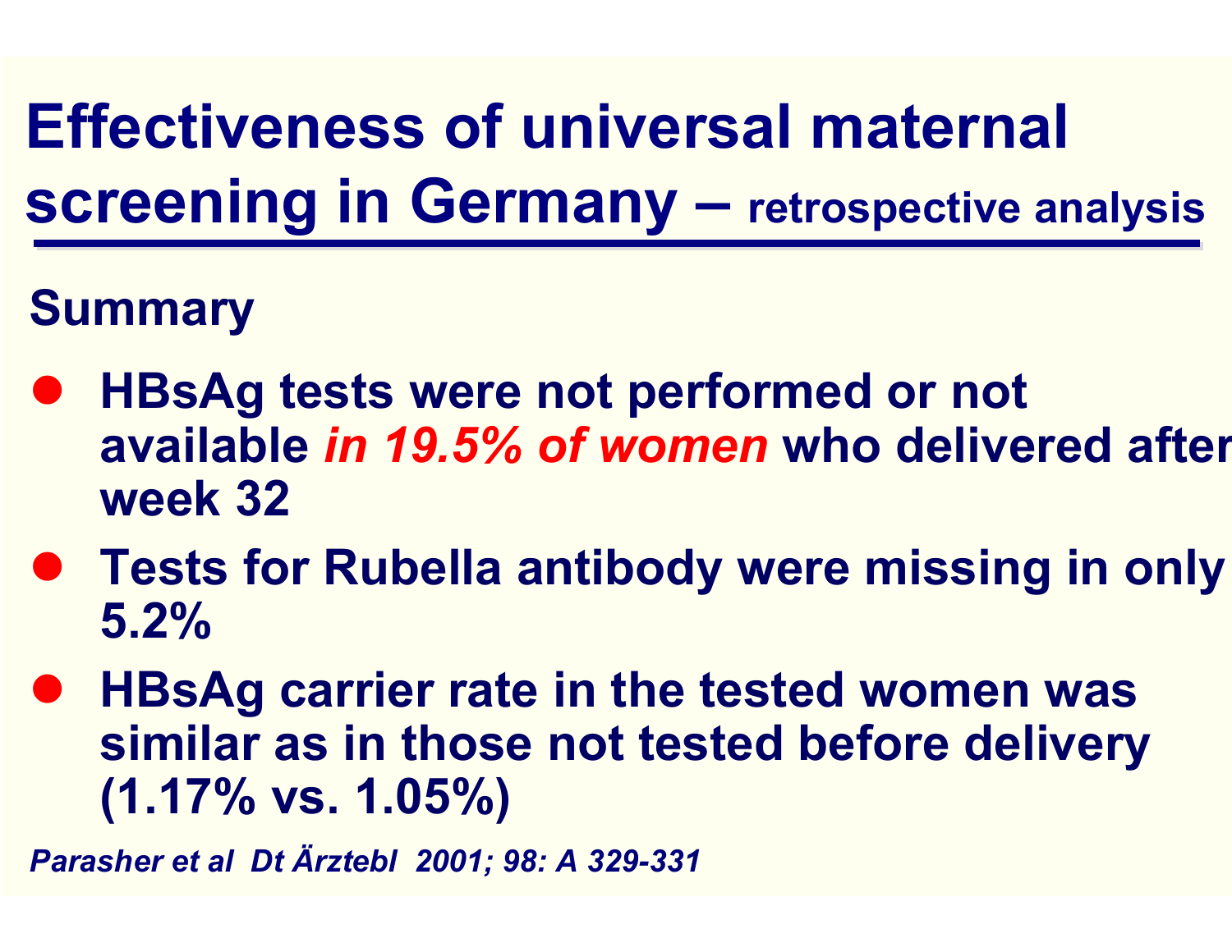# Effectiveness of universal maternal screening in Germany – retrospective analysis

## Summary

- **HBsAg tests were not performed or not available *in 19.5% of women* who delivered after week 32**
- **Tests for Rubella antibody were missing in only 5.2%**
- **HBsAg carrier rate in the tested women was similar as in those not tested before delivery (1.17% vs. 1.05%)**

*Parasher et al Dt Ärztebl 2001; 98: A 329-331*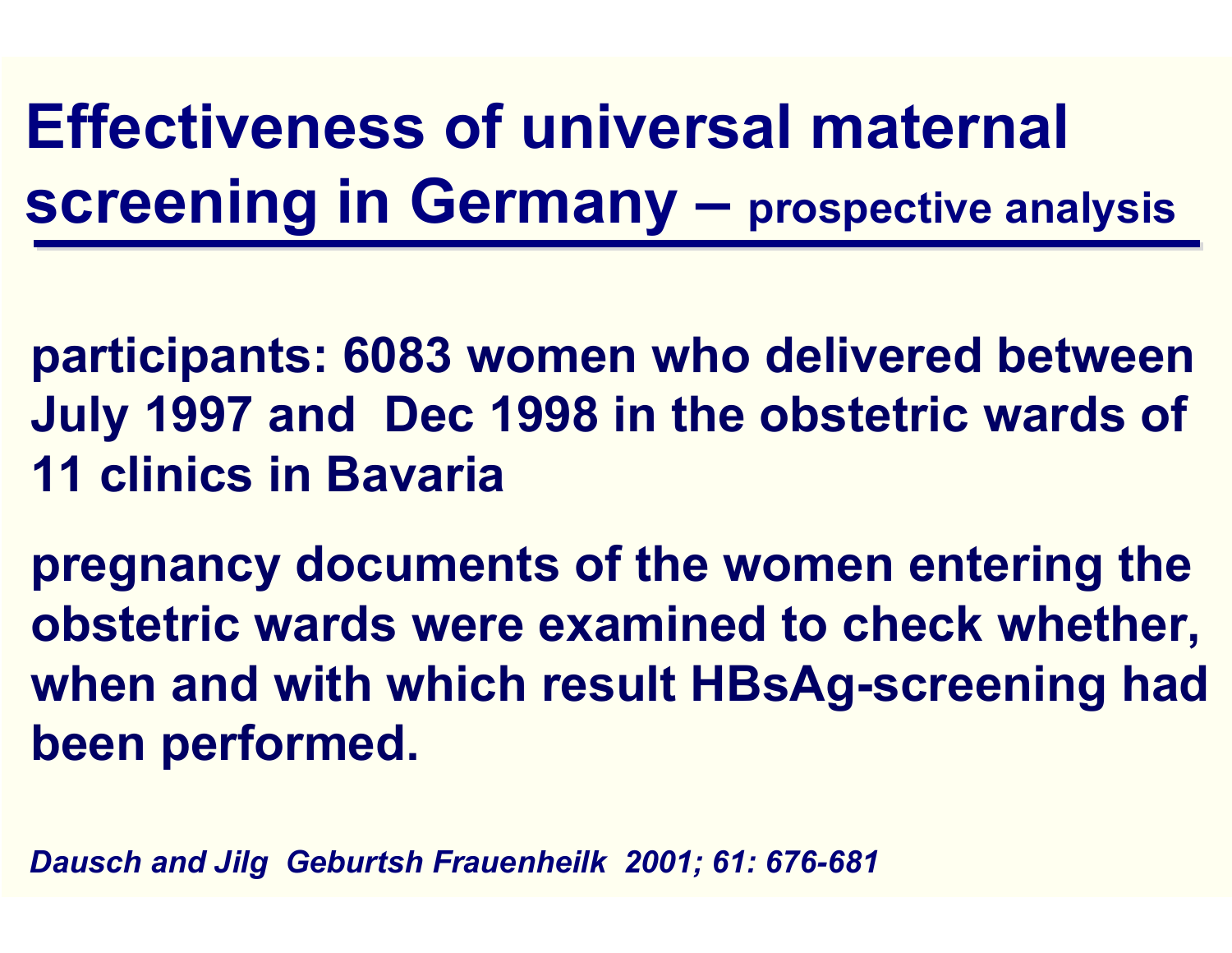# Effectiveness of universal maternal screening in Germany – prospective analysis

**participants: 6083 women who delivered between July 1997 and Dec 1998 in the obstetric wards of 11 clinics in Bavaria**

**pregnancy documents of the women entering the obstetric wards were examined to check whether, when and with which result HBsAg-screening had been performed.**

***Dausch and Jilg Geburtsh Frauenheilk 2001; 61: 676-681***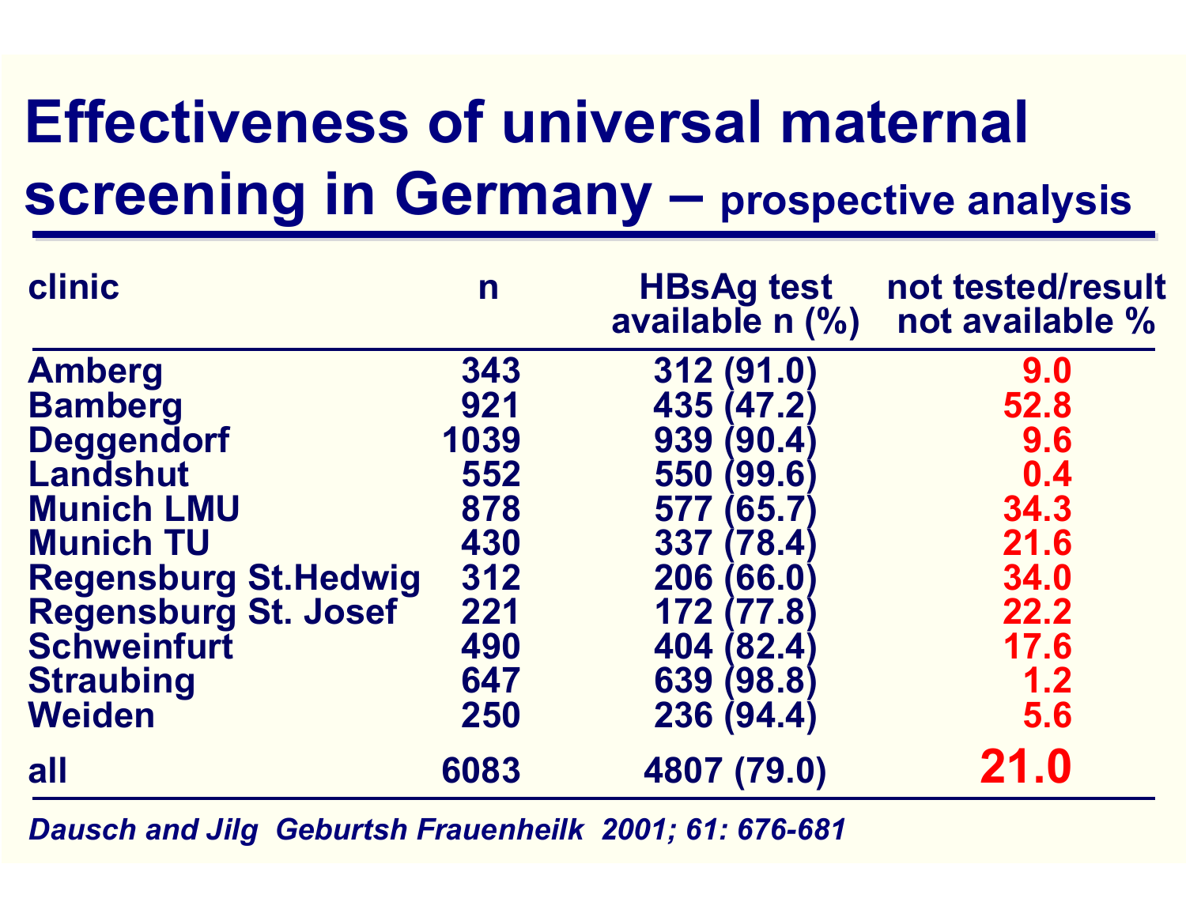# Effectiveness of universal maternal screening in Germany – prospective analysis

| clinic | n | HBsAg test available n (%) | not tested/result not available % |
|---|---|---|---|
| Amberg | 343 | 312 (91.0) | 9.0 |
| Bamberg | 921 | 435 (47.2) | 52.8 |
| Deggendorf | 1039 | 939 (90.4) | 9.6 |
| Landshut | 552 | 550 (99.6) | 0.4 |
| Munich LMU | 878 | 577 (65.7) | 34.3 |
| Munich TU | 430 | 337 (78.4) | 21.6 |
| Regensburg St.Hedwig | 312 | 206 (66.0) | 34.0 |
| Regensburg St. Josef | 221 | 172 (77.8) | 22.2 |
| Schweinfurt | 490 | 404 (82.4) | 17.6 |
| Straubing | 647 | 639 (98.8) | 1.2 |
| Weiden | 250 | 236 (94.4) | 5.6 |
| all | 6083 | 4807 (79.0) | **21.0** |

*Dausch and Jilg Geburtsh Frauenheilk 2001; 61: 676-681*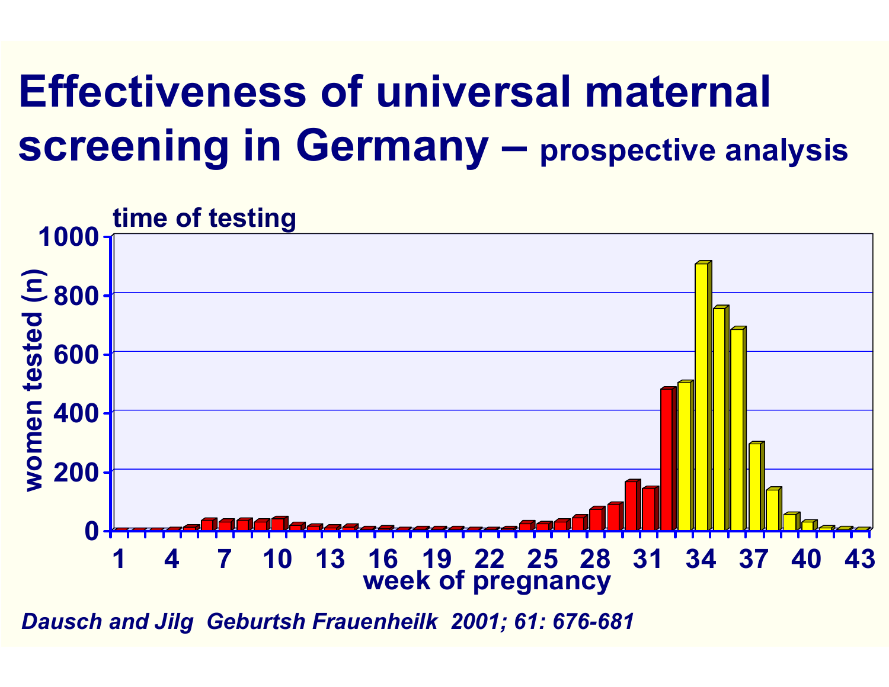# Effectiveness of universal maternal screening in Germany – prospective analysis

time of testing

women tested (n)

1000
800
600
400
200
0

1 4 7 10 13 16 19 22 25 28 31 34 37 40 43

week of pregnancy

*Dausch and Jilg Geburtsh Frauenheilk 2001; 61: 676-681*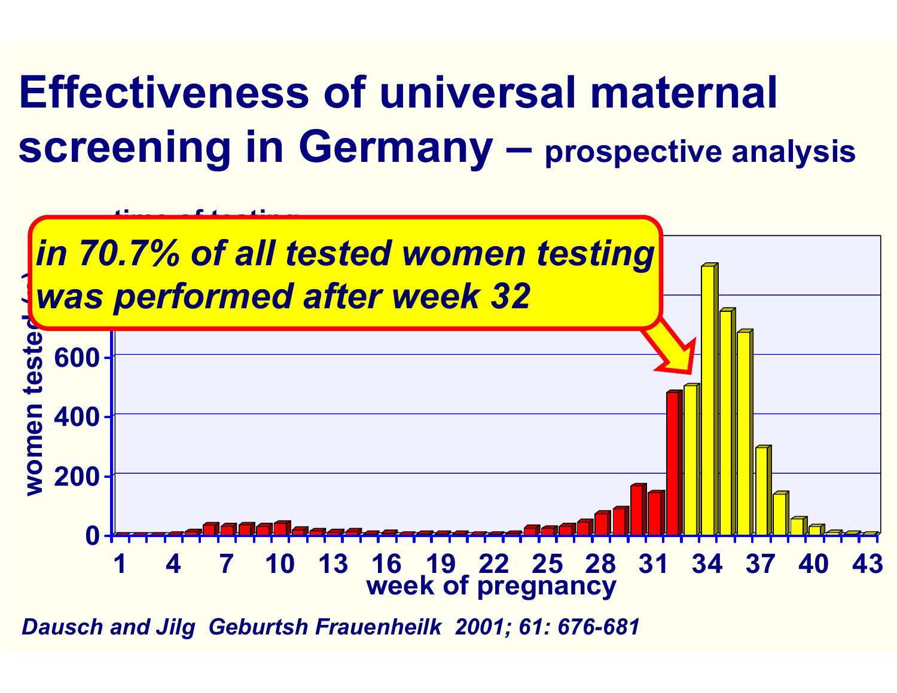# Effectiveness of universal maternal screening in Germany – prospective analysis

time of testing

*in 70.7% of all tested women testing was performed after week 32*

women tested (n)

0, 200, 400, 600

1, 4, 7, 10, 13, 16, 19, 22, 25, 28, 31, 34, 37, 40, 43

week of pregnancy

*Dausch and Jilg Geburtsh Frauenheilk 2001; 61: 676-681*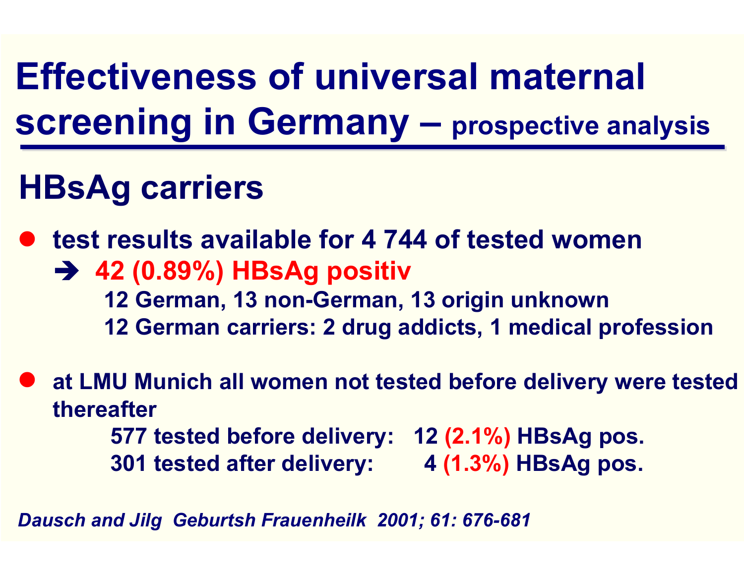# Effectiveness of universal maternal screening in Germany – prospective analysis

## HBsAg carriers

- **test results available for 4 744 of tested women**
  - ➔ **42 (0.89%) HBsAg positiv**
    - **12 German, 13 non-German, 13 origin unknown**
    - **12 German carriers: 2 drug addicts, 1 medical profession**

- **at LMU Munich all women not tested before delivery were tested thereafter**
  - **577 tested before delivery: 12 (2.1%) HBsAg pos.**
  - **301 tested after delivery: 4 (1.3%) HBsAg pos.**

*Dausch and Jilg Geburtsh Frauenheilk 2001; 61: 676-681*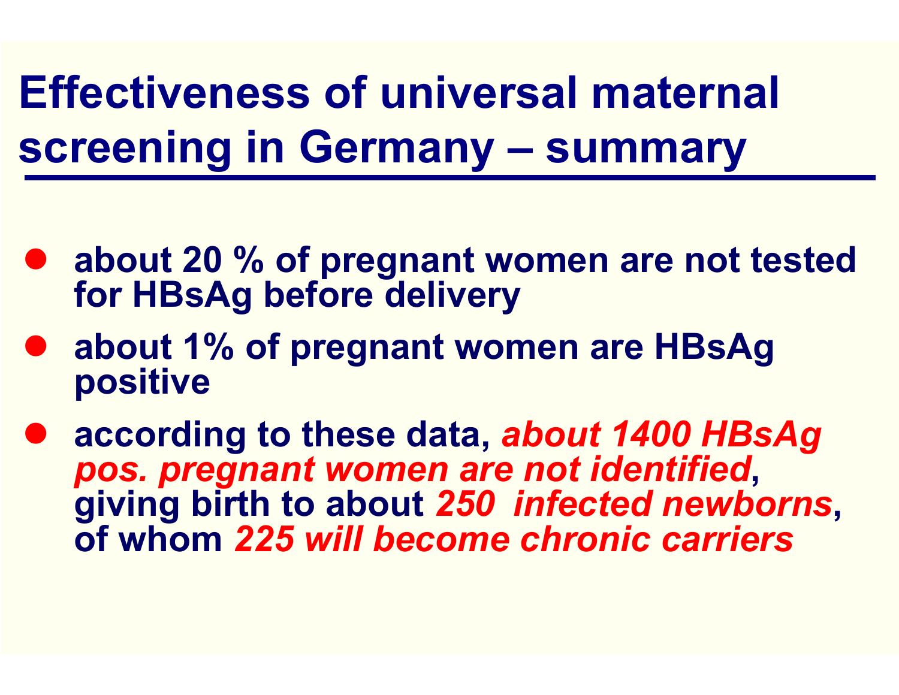# Effectiveness of universal maternal screening in Germany – summary

- **about 20 % of pregnant women are not tested for HBsAg before delivery**
- **about 1% of pregnant women are HBsAg positive**
- **according to these data, *about 1400 HBsAg pos. pregnant women are not identified*, giving birth to about *250 infected newborns*, of whom *225 will become chronic carriers***